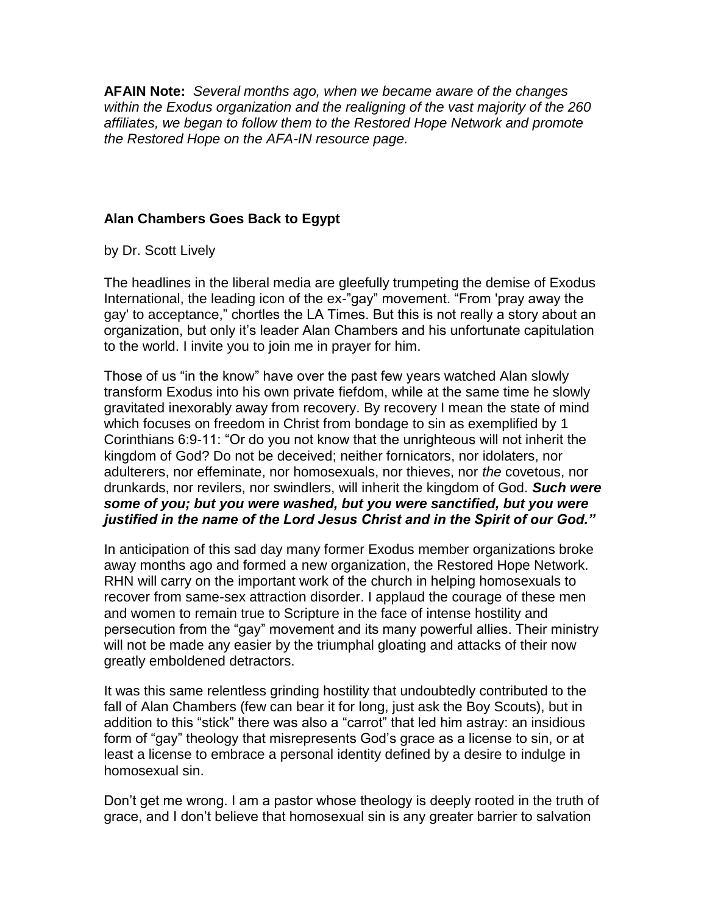**AFAIN Note:** *Several months ago, when we became aware of the changes within the Exodus organization and the realigning of the vast majority of the 260 affiliates, we began to follow them to the Restored Hope Network and promote the Restored Hope on the AFA-IN resource page.*

**Alan Chambers Goes Back to Egypt**

by Dr. Scott Lively

The headlines in the liberal media are gleefully trumpeting the demise of Exodus International, the leading icon of the ex-"gay" movement. "From 'pray away the gay' to acceptance," chortles the LA Times. But this is not really a story about an organization, but only it's leader Alan Chambers and his unfortunate capitulation to the world. I invite you to join me in prayer for him.

Those of us "in the know" have over the past few years watched Alan slowly transform Exodus into his own private fiefdom, while at the same time he slowly gravitated inexorably away from recovery. By recovery I mean the state of mind which focuses on freedom in Christ from bondage to sin as exemplified by 1 Corinthians 6:9-11: "Or do you not know that the unrighteous will not inherit the kingdom of God? Do not be deceived; neither fornicators, nor idolaters, nor adulterers, nor effeminate, nor homosexuals, nor thieves, nor *the* covetous, nor drunkards, nor revilers, nor swindlers, will inherit the kingdom of God. ***Such were some of you; but you were washed, but you were sanctified, but you were justified in the name of the Lord Jesus Christ and in the Spirit of our God."***

In anticipation of this sad day many former Exodus member organizations broke away months ago and formed a new organization, the Restored Hope Network. RHN will carry on the important work of the church in helping homosexuals to recover from same-sex attraction disorder. I applaud the courage of these men and women to remain true to Scripture in the face of intense hostility and persecution from the "gay" movement and its many powerful allies. Their ministry will not be made any easier by the triumphal gloating and attacks of their now greatly emboldened detractors.

It was this same relentless grinding hostility that undoubtedly contributed to the fall of Alan Chambers (few can bear it for long, just ask the Boy Scouts), but in addition to this "stick" there was also a "carrot" that led him astray: an insidious form of "gay" theology that misrepresents God's grace as a license to sin, or at least a license to embrace a personal identity defined by a desire to indulge in homosexual sin.

Don't get me wrong. I am a pastor whose theology is deeply rooted in the truth of grace, and I don't believe that homosexual sin is any greater barrier to salvation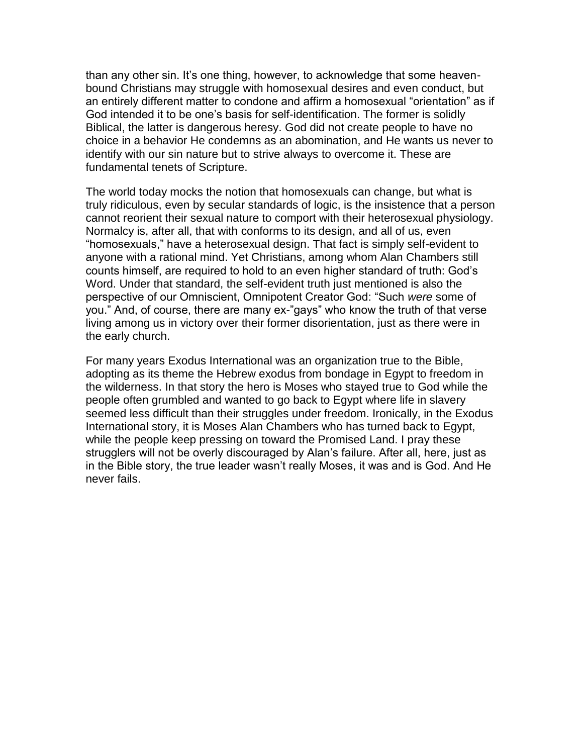than any other sin. It's one thing, however, to acknowledge that some heaven-bound Christians may struggle with homosexual desires and even conduct, but an entirely different matter to condone and affirm a homosexual "orientation" as if God intended it to be one's basis for self-identification. The former is solidly Biblical, the latter is dangerous heresy. God did not create people to have no choice in a behavior He condemns as an abomination, and He wants us never to identify with our sin nature but to strive always to overcome it. These are fundamental tenets of Scripture.

The world today mocks the notion that homosexuals can change, but what is truly ridiculous, even by secular standards of logic, is the insistence that a person cannot reorient their sexual nature to comport with their heterosexual physiology. Normalcy is, after all, that with conforms to its design, and all of us, even "homosexuals," have a heterosexual design. That fact is simply self-evident to anyone with a rational mind. Yet Christians, among whom Alan Chambers still counts himself, are required to hold to an even higher standard of truth: God's Word. Under that standard, the self-evident truth just mentioned is also the perspective of our Omniscient, Omnipotent Creator God: "Such *were* some of you." And, of course, there are many ex-"gays" who know the truth of that verse living among us in victory over their former disorientation, just as there were in the early church.

For many years Exodus International was an organization true to the Bible, adopting as its theme the Hebrew exodus from bondage in Egypt to freedom in the wilderness. In that story the hero is Moses who stayed true to God while the people often grumbled and wanted to go back to Egypt where life in slavery seemed less difficult than their struggles under freedom. Ironically, in the Exodus International story, it is Moses Alan Chambers who has turned back to Egypt, while the people keep pressing on toward the Promised Land. I pray these strugglers will not be overly discouraged by Alan's failure. After all, here, just as in the Bible story, the true leader wasn't really Moses, it was and is God. And He never fails.